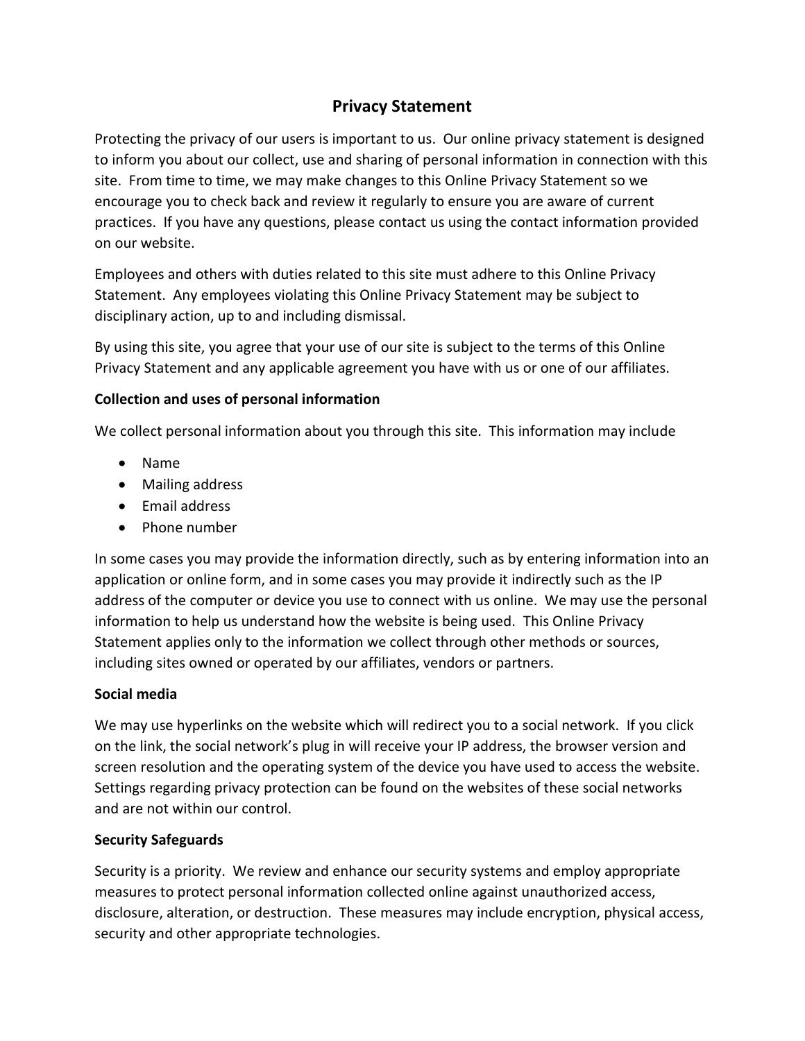# Privacy Statement

Protecting the privacy of our users is important to us. Our online privacy statement is designed to inform you about our collect, use and sharing of personal information in connection with this site. From time to time, we may make changes to this Online Privacy Statement so we encourage you to check back and review it regularly to ensure you are aware of current practices. If you have any questions, please contact us using the contact information provided on our website.

Employees and others with duties related to this site must adhere to this Online Privacy Statement. Any employees violating this Online Privacy Statement may be subject to disciplinary action, up to and including dismissal.

By using this site, you agree that your use of our site is subject to the terms of this Online Privacy Statement and any applicable agreement you have with us or one of our affiliates.

**Collection and uses of personal information**

We collect personal information about you through this site. This information may include

- Name
- Mailing address
- Email address
- Phone number

In some cases you may provide the information directly, such as by entering information into an application or online form, and in some cases you may provide it indirectly such as the IP address of the computer or device you use to connect with us online. We may use the personal information to help us understand how the website is being used. This Online Privacy Statement applies only to the information we collect through other methods or sources, including sites owned or operated by our affiliates, vendors or partners.

**Social media**

We may use hyperlinks on the website which will redirect you to a social network. If you click on the link, the social network's plug in will receive your IP address, the browser version and screen resolution and the operating system of the device you have used to access the website. Settings regarding privacy protection can be found on the websites of these social networks and are not within our control.

**Security Safeguards**

Security is a priority. We review and enhance our security systems and employ appropriate measures to protect personal information collected online against unauthorized access, disclosure, alteration, or destruction. These measures may include encryption, physical access, security and other appropriate technologies.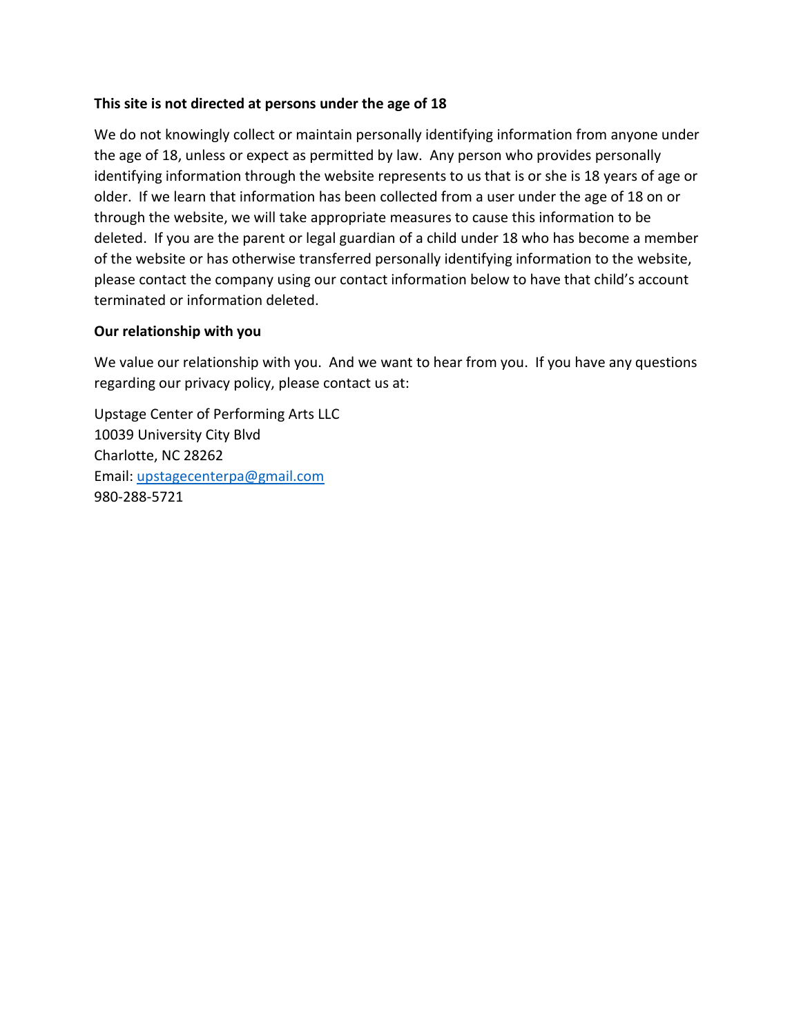**This site is not directed at persons under the age of 18**

We do not knowingly collect or maintain personally identifying information from anyone under the age of 18, unless or expect as permitted by law. Any person who provides personally identifying information through the website represents to us that is or she is 18 years of age or older. If we learn that information has been collected from a user under the age of 18 on or through the website, we will take appropriate measures to cause this information to be deleted. If you are the parent or legal guardian of a child under 18 who has become a member of the website or has otherwise transferred personally identifying information to the website, please contact the company using our contact information below to have that child's account terminated or information deleted.

**Our relationship with you**

We value our relationship with you. And we want to hear from you. If you have any questions regarding our privacy policy, please contact us at:

Upstage Center of Performing Arts LLC
10039 University City Blvd
Charlotte, NC 28262
Email: upstagecenterpa@gmail.com
980-288-5721